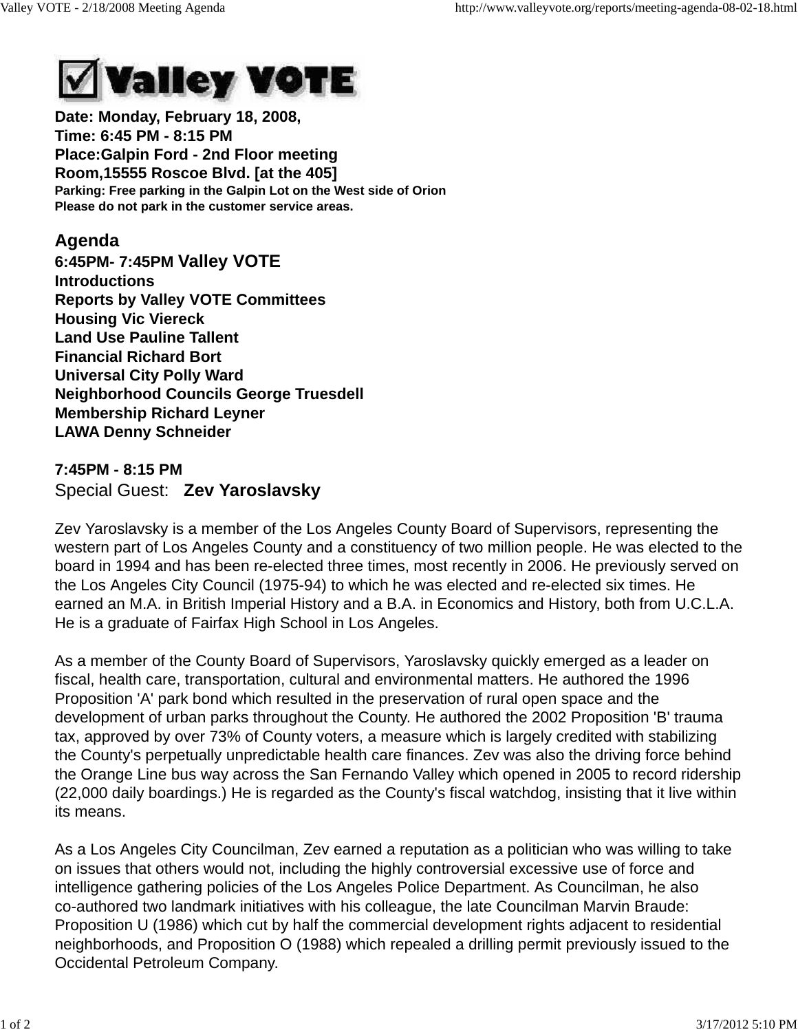# ☑ Valley VOTE

**Date: Monday, February 18, 2008,**
**Time: 6:45 PM - 8:15 PM**
**Place:Galpin Ford - 2nd Floor meeting Room,15555 Roscoe Blvd. [at the 405]**
**Parking: Free parking in the Galpin Lot on the West side of Orion**
**Please do not park in the customer service areas.**

## Agenda

**6:45PM- 7:45PM Valley VOTE**
**Introductions**
**Reports by Valley VOTE Committees**
**Housing Vic Viereck**
**Land Use Pauline Tallent**
**Financial Richard Bort**
**Universal City Polly Ward**
**Neighborhood Councils George Truesdell**
**Membership Richard Leyner**
**LAWA Denny Schneider**

**7:45PM - 8:15 PM**
Special Guest: **Zev Yaroslavsky**

Zev Yaroslavsky is a member of the Los Angeles County Board of Supervisors, representing the western part of Los Angeles County and a constituency of two million people. He was elected to the board in 1994 and has been re-elected three times, most recently in 2006. He previously served on the Los Angeles City Council (1975-94) to which he was elected and re-elected six times. He earned an M.A. in British Imperial History and a B.A. in Economics and History, both from U.C.L.A. He is a graduate of Fairfax High School in Los Angeles.

As a member of the County Board of Supervisors, Yaroslavsky quickly emerged as a leader on fiscal, health care, transportation, cultural and environmental matters. He authored the 1996 Proposition 'A' park bond which resulted in the preservation of rural open space and the development of urban parks throughout the County. He authored the 2002 Proposition 'B' trauma tax, approved by over 73% of County voters, a measure which is largely credited with stabilizing the County's perpetually unpredictable health care finances. Zev was also the driving force behind the Orange Line bus way across the San Fernando Valley which opened in 2005 to record ridership (22,000 daily boardings.) He is regarded as the County's fiscal watchdog, insisting that it live within its means.

As a Los Angeles City Councilman, Zev earned a reputation as a politician who was willing to take on issues that others would not, including the highly controversial excessive use of force and intelligence gathering policies of the Los Angeles Police Department. As Councilman, he also co-authored two landmark initiatives with his colleague, the late Councilman Marvin Braude: Proposition U (1986) which cut by half the commercial development rights adjacent to residential neighborhoods, and Proposition O (1988) which repealed a drilling permit previously issued to the Occidental Petroleum Company.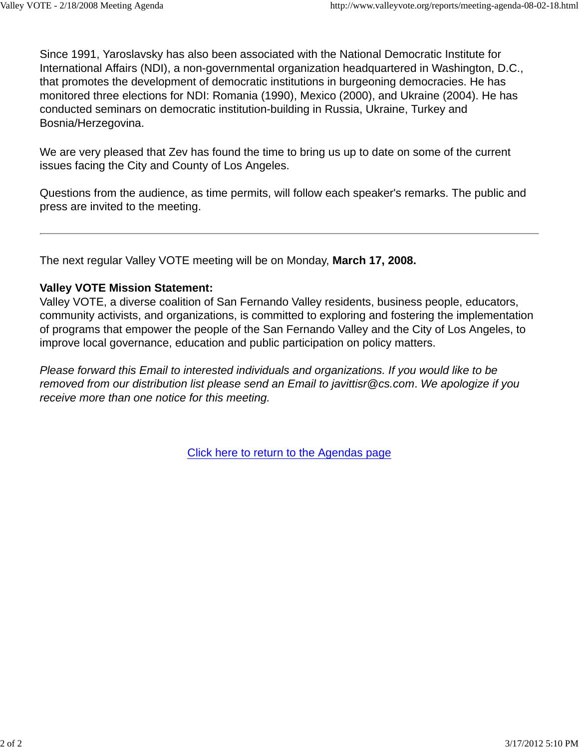Since 1991, Yaroslavsky has also been associated with the National Democratic Institute for International Affairs (NDI), a non-governmental organization headquartered in Washington, D.C., that promotes the development of democratic institutions in burgeoning democracies. He has monitored three elections for NDI: Romania (1990), Mexico (2000), and Ukraine (2004). He has conducted seminars on democratic institution-building in Russia, Ukraine, Turkey and Bosnia/Herzegovina.

We are very pleased that Zev has found the time to bring us up to date on some of the current issues facing the City and County of Los Angeles.

Questions from the audience, as time permits, will follow each speaker's remarks. The public and press are invited to the meeting.

---

The next regular Valley VOTE meeting will be on Monday, **March 17, 2008.**

**Valley VOTE Mission Statement:**
Valley VOTE, a diverse coalition of San Fernando Valley residents, business people, educators, community activists, and organizations, is committed to exploring and fostering the implementation of programs that empower the people of the San Fernando Valley and the City of Los Angeles, to improve local governance, education and public participation on policy matters.

*Please forward this Email to interested individuals and organizations. If you would like to be removed from our distribution list please send an Email to* javittisr@cs.com. *We apologize if you receive more than one notice for this meeting.*

Click here to return to the Agendas page